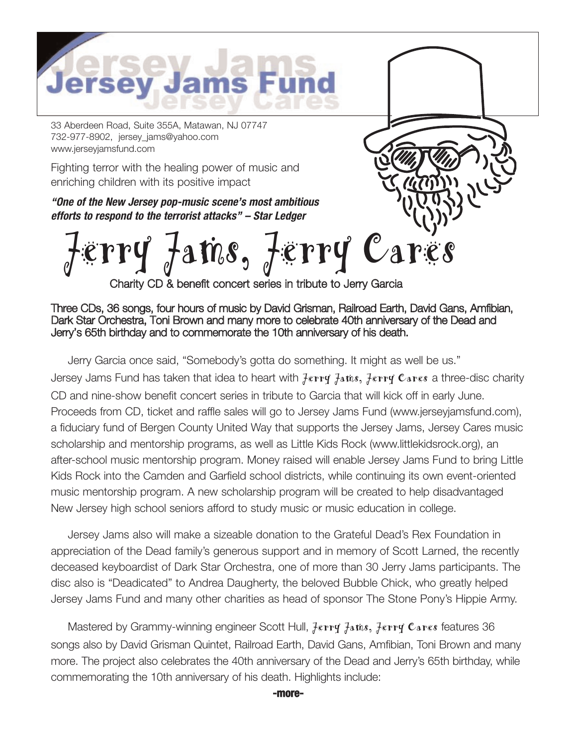# Jersey Jams Fund

Jersey Cares

33 Aberdeen Road, Suite 355A, Matawan, NJ 07747
732-977-8902, jersey_jams@yahoo.com
www.jerseyjamsfund.com

Fighting terror with the healing power of music and enriching children with its positive impact

***"One of the New Jersey pop-music scene's most ambitious efforts to respond to the terrorist attacks" – Star Ledger***

# Jerry Jams, Jerry Cares

Charity CD & benefit concert series in tribute to Jerry Garcia

**Three CDs, 36 songs, four hours of music by David Grisman, Railroad Earth, David Gans, Amfibian, Dark Star Orchestra, Toni Brown and many more to celebrate 40th anniversary of the Dead and Jerry's 65th birthday and to commemorate the 10th anniversary of his death.**

Jerry Garcia once said, "Somebody's gotta do something. It might as well be us." Jersey Jams Fund has taken that idea to heart with *Jerry Jams, Jerry Cares* a three-disc charity CD and nine-show benefit concert series in tribute to Garcia that will kick off in early June. Proceeds from CD, ticket and raffle sales will go to Jersey Jams Fund (www.jerseyjamsfund.com), a fiduciary fund of Bergen County United Way that supports the Jersey Jams, Jersey Cares music scholarship and mentorship programs, as well as Little Kids Rock (www.littlekidsrock.org), an after-school music mentorship program. Money raised will enable Jersey Jams Fund to bring Little Kids Rock into the Camden and Garfield school districts, while continuing its own event-oriented music mentorship program. A new scholarship program will be created to help disadvantaged New Jersey high school seniors afford to study music or music education in college.

Jersey Jams also will make a sizeable donation to the Grateful Dead's Rex Foundation in appreciation of the Dead family's generous support and in memory of Scott Larned, the recently deceased keyboardist of Dark Star Orchestra, one of more than 30 Jerry Jams participants. The disc also is "Deadicated" to Andrea Daugherty, the beloved Bubble Chick, who greatly helped Jersey Jams Fund and many other charities as head of sponsor The Stone Pony's Hippie Army.

Mastered by Grammy-winning engineer Scott Hull, *Jerry Jams, Jerry Cares* features 36 songs also by David Grisman Quintet, Railroad Earth, David Gans, Amfibian, Toni Brown and many more. The project also celebrates the 40th anniversary of the Dead and Jerry's 65th birthday, while commemorating the 10th anniversary of his death. Highlights include:

**-more-**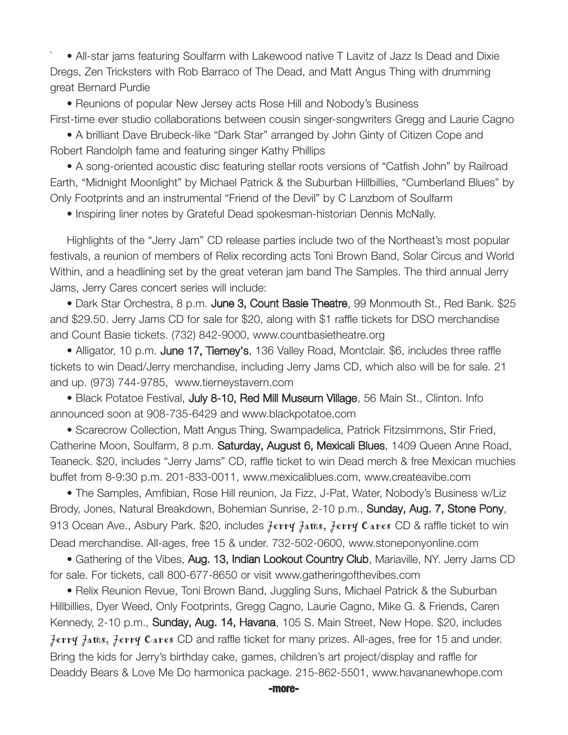` • All-star jams featuring Soulfarm with Lakewood native T Lavitz of Jazz Is Dead and Dixie Dregs, Zen Tricksters with Rob Barraco of The Dead, and Matt Angus Thing with drumming great Bernard Purdie

• Reunions of popular New Jersey acts Rose Hill and Nobody's Business
First-time ever studio collaborations between cousin singer-songwriters Gregg and Laurie Cagno

• A brilliant Dave Brubeck-like "Dark Star" arranged by John Ginty of Citizen Cope and Robert Randolph fame and featuring singer Kathy Phillips

• A song-oriented acoustic disc featuring stellar roots versions of "Catfish John" by Railroad Earth, "Midnight Moonlight" by Michael Patrick & the Suburban Hillbillies, "Cumberland Blues" by Only Footprints and an instrumental "Friend of the Devil" by C Lanzbom of Soulfarm

• Inspiring liner notes by Grateful Dead spokesman-historian Dennis McNally.

Highlights of the "Jerry Jam" CD release parties include two of the Northeast's most popular festivals, a reunion of members of Relix recording acts Toni Brown Band, Solar Circus and World Within, and a headlining set by the great veteran jam band The Samples. The third annual Jerry Jams, Jerry Cares concert series will include:

• Dark Star Orchestra, 8 p.m. **June 3, Count Basie Theatre**, 99 Monmouth St., Red Bank. $25 and $29.50. Jerry Jams CD for sale for $20, along with $1 raffle tickets for DSO merchandise and Count Basie tickets. (732) 842-9000, www.countbasietheatre.org

• Alligator, 10 p.m. **June 17, Tierney's**, 136 Valley Road, Montclair. $6, includes three raffle tickets to win Dead/Jerry merchandise, including Jerry Jams CD, which also will be for sale. 21 and up. (973) 744-9785, www.tierneystavern.com

• Black Potatoe Festival, **July 8-10, Red Mill Museum Village**, 56 Main St., Clinton. Info announced soon at 908-735-6429 and www.blackpotatoe.com

• Scarecrow Collection, Matt Angus Thing, Swampadelica, Patrick Fitzsimmons, Stir Fried, Catherine Moon, Soulfarm, 8 p.m. **Saturday, August 6, Mexicali Blues**, 1409 Queen Anne Road, Teaneck. $20, includes "Jerry Jams" CD, raffle ticket to win Dead merch & free Mexican muchies buffet from 8-9:30 p.m. 201-833-0011, www.mexicaliblues.com, www.createavibe.com

• The Samples, Amfibian, Rose Hill reunion, Ja Fizz, J-Pat, Water, Nobody's Business w/Liz Brody, Jones, Natural Breakdown, Bohemian Sunrise, 2-10 p.m., **Sunday, Aug. 7, Stone Pony**, 913 Ocean Ave., Asbury Park. $20, includes *Jerry Jams, Jerry Cares* CD & raffle ticket to win Dead merchandise. All-ages, free 15 & under. 732-502-0600, www.stoneponyonline.com

• Gathering of the Vibes, **Aug. 13, Indian Lookout Country Club**, Mariaville, NY. Jerry Jams CD for sale. For tickets, call 800-677-8650 or visit www.gatheringofthevibes.com

• Relix Reunion Revue, Toni Brown Band, Juggling Suns, Michael Patrick & the Suburban Hillbillies, Dyer Weed, Only Footprints, Gregg Cagno, Laurie Cagno, Mike G. & Friends, Caren Kennedy, 2-10 p.m., **Sunday, Aug. 14, Havana**, 105 S. Main Street, New Hope. $20, includes *Jerry Jams, Jerry Cares* CD and raffle ticket for many prizes. All-ages, free for 15 and under. Bring the kids for Jerry's birthday cake, games, children's art project/display and raffle for Deaddy Bears & Love Me Do harmonica package. 215-862-5501, www.havananewhope.com

**-more-**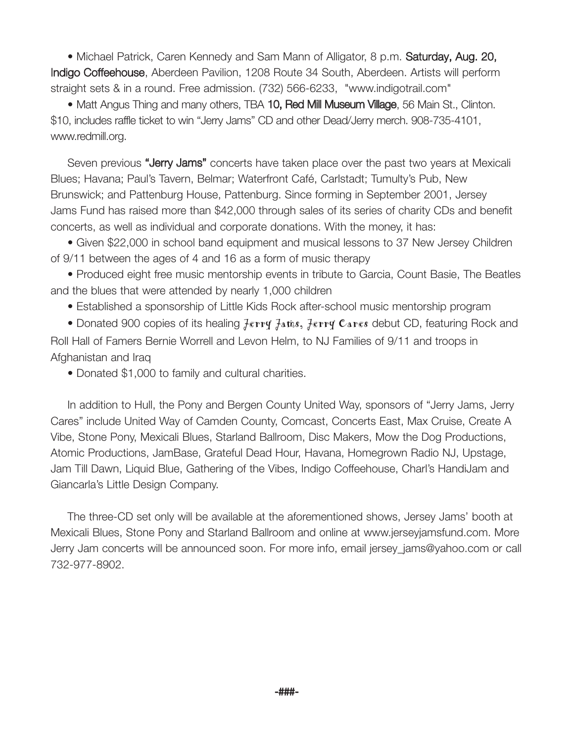• Michael Patrick, Caren Kennedy and Sam Mann of Alligator, 8 p.m. **Saturday, Aug. 20, Indigo Coffeehouse**, Aberdeen Pavilion, 1208 Route 34 South, Aberdeen. Artists will perform straight sets & in a round. Free admission. (732) 566-6233, "www.indigotrail.com"

• Matt Angus Thing and many others, TBA **10, Red Mill Museum Village**, 56 Main St., Clinton. $10, includes raffle ticket to win "Jerry Jams" CD and other Dead/Jerry merch. 908-735-4101, www.redmill.org.

Seven previous **"Jerry Jams"** concerts have taken place over the past two years at Mexicali Blues; Havana; Paul's Tavern, Belmar; Waterfront Café, Carlstadt; Tumulty's Pub, New Brunswick; and Pattenburg House, Pattenburg. Since forming in September 2001, Jersey Jams Fund has raised more than $42,000 through sales of its series of charity CDs and benefit concerts, as well as individual and corporate donations. With the money, it has:

• Given $22,000 in school band equipment and musical lessons to 37 New Jersey Children of 9/11 between the ages of 4 and 16 as a form of music therapy

• Produced eight free music mentorship events in tribute to Garcia, Count Basie, The Beatles and the blues that were attended by nearly 1,000 children

• Established a sponsorship of Little Kids Rock after-school music mentorship program

• Donated 900 copies of its healing *Jerry Jams, Jerry Cares* debut CD, featuring Rock and Roll Hall of Famers Bernie Worrell and Levon Helm, to NJ Families of 9/11 and troops in Afghanistan and Iraq

• Donated $1,000 to family and cultural charities.

In addition to Hull, the Pony and Bergen County United Way, sponsors of "Jerry Jams, Jerry Cares" include United Way of Camden County, Comcast, Concerts East, Max Cruise, Create A Vibe, Stone Pony, Mexicali Blues, Starland Ballroom, Disc Makers, Mow the Dog Productions, Atomic Productions, JamBase, Grateful Dead Hour, Havana, Homegrown Radio NJ, Upstage, Jam Till Dawn, Liquid Blue, Gathering of the Vibes, Indigo Coffeehouse, Charl's HandiJam and Giancarla's Little Design Company.

The three-CD set only will be available at the aforementioned shows, Jersey Jams' booth at Mexicali Blues, Stone Pony and Starland Ballroom and online at www.jerseyjamsfund.com. More Jerry Jam concerts will be announced soon. For more info, email jersey_jams@yahoo.com or call 732-977-8902.

**-###-**